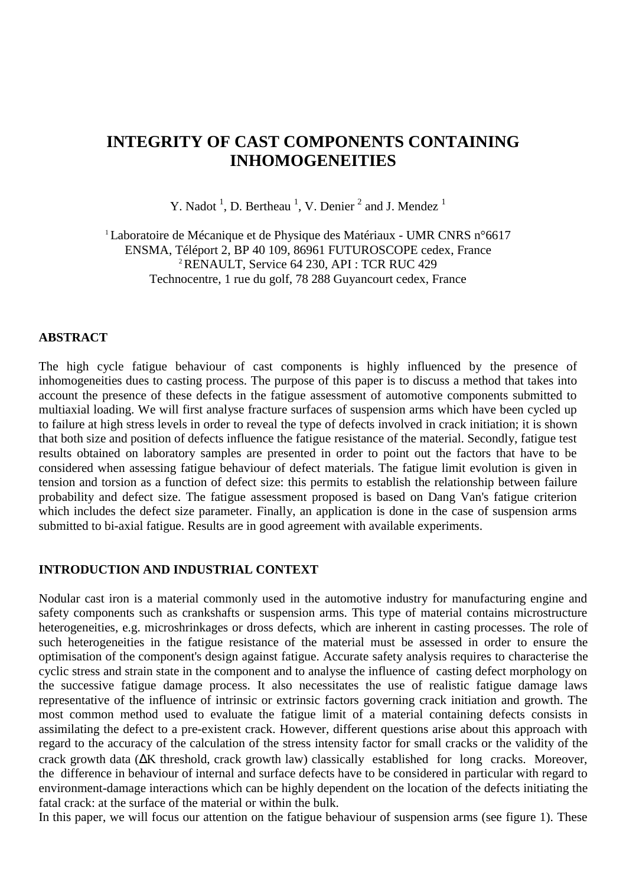# INTEGRITY OF CAST COMPONENTS CONTAINING INHOMOGENEITIES

Y. Nadot [1], D. Bertheau [1], V. Denier [2] and J. Mendez [1]

[1] Laboratoire de Mécanique et de Physique des Matériaux - UMR CNRS n°6617
ENSMA, Téléport 2, BP 40 109, 86961 FUTUROSCOPE cedex, France
[2] RENAULT, Service 64 230, API : TCR RUC 429
Technocentre, 1 rue du golf, 78 288 Guyancourt cedex, France

## ABSTRACT

The high cycle fatigue behaviour of cast components is highly influenced by the presence of inhomogeneities dues to casting process. The purpose of this paper is to discuss a method that takes into account the presence of these defects in the fatigue assessment of automotive components submitted to multiaxial loading. We will first analyse fracture surfaces of suspension arms which have been cycled up to failure at high stress levels in order to reveal the type of defects involved in crack initiation; it is shown that both size and position of defects influence the fatigue resistance of the material. Secondly, fatigue test results obtained on laboratory samples are presented in order to point out the factors that have to be considered when assessing fatigue behaviour of defect materials. The fatigue limit evolution is given in tension and torsion as a function of defect size: this permits to establish the relationship between failure probability and defect size. The fatigue assessment proposed is based on Dang Van's fatigue criterion which includes the defect size parameter. Finally, an application is done in the case of suspension arms submitted to bi-axial fatigue. Results are in good agreement with available experiments.

## INTRODUCTION AND INDUSTRIAL CONTEXT

Nodular cast iron is a material commonly used in the automotive industry for manufacturing engine and safety components such as crankshafts or suspension arms. This type of material contains microstructure heterogeneities, e.g. microshrinkages or dross defects, which are inherent in casting processes. The role of such heterogeneities in the fatigue resistance of the material must be assessed in order to ensure the optimisation of the component's design against fatigue. Accurate safety analysis requires to characterise the cyclic stress and strain state in the component and to analyse the influence of casting defect morphology on the successive fatigue damage process. It also necessitates the use of realistic fatigue damage laws representative of the influence of intrinsic or extrinsic factors governing crack initiation and growth. The most common method used to evaluate the fatigue limit of a material containing defects consists in assimilating the defect to a pre-existent crack. However, different questions arise about this approach with regard to the accuracy of the calculation of the stress intensity factor for small cracks or the validity of the crack growth data ($\Delta K$ threshold, crack growth law) classically established for long cracks. Moreover, the difference in behaviour of internal and surface defects have to be considered in particular with regard to environment-damage interactions which can be highly dependent on the location of the defects initiating the fatal crack: at the surface of the material or within the bulk.

In this paper, we will focus our attention on the fatigue behaviour of suspension arms (see figure 1). These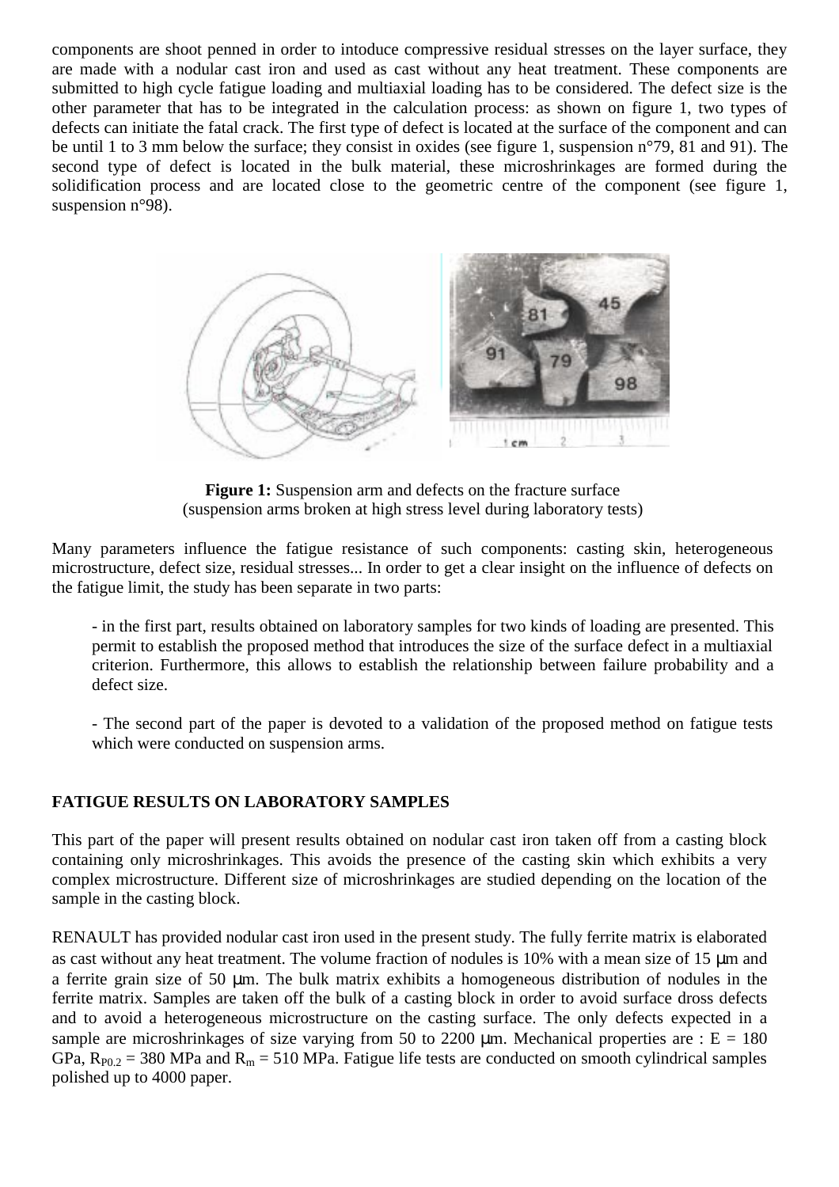components are shoot penned in order to intoduce compressive residual stresses on the layer surface, they are made with a nodular cast iron and used as cast without any heat treatment. These components are submitted to high cycle fatigue loading and multiaxial loading has to be considered. The defect size is the other parameter that has to be integrated in the calculation process: as shown on figure 1, two types of defects can initiate the fatal crack. The first type of defect is located at the surface of the component and can be until 1 to 3 mm below the surface; they consist in oxides (see figure 1, suspension n°79, 81 and 91). The second type of defect is located in the bulk material, these microshrinkages are formed during the solidification process and are located close to the geometric centre of the component (see figure 1, suspension n°98).

**Figure 1:** Suspension arm and defects on the fracture surface (suspension arms broken at high stress level during laboratory tests)

Many parameters influence the fatigue resistance of such components: casting skin, heterogeneous microstructure, defect size, residual stresses... In order to get a clear insight on the influence of defects on the fatigue limit, the study has been separate in two parts:

- in the first part, results obtained on laboratory samples for two kinds of loading are presented. This permit to establish the proposed method that introduces the size of the surface defect in a multiaxial criterion. Furthermore, this allows to establish the relationship between failure probability and a defect size.

- The second part of the paper is devoted to a validation of the proposed method on fatigue tests which were conducted on suspension arms.

## FATIGUE RESULTS ON LABORATORY SAMPLES

This part of the paper will present results obtained on nodular cast iron taken off from a casting block containing only microshrinkages. This avoids the presence of the casting skin which exhibits a very complex microstructure. Different size of microshrinkages are studied depending on the location of the sample in the casting block.

RENAULT has provided nodular cast iron used in the present study. The fully ferrite matrix is elaborated as cast without any heat treatment. The volume fraction of nodules is 10% with a mean size of 15 μm and a ferrite grain size of 50 μm. The bulk matrix exhibits a homogeneous distribution of nodules in the ferrite matrix. Samples are taken off the bulk of a casting block in order to avoid surface dross defects and to avoid a heterogeneous microstructure on the casting surface. The only defects expected in a sample are microshrinkages of size varying from 50 to 2200 μm. Mechanical properties are : E = 180 GPa, $R_{P0.2}$ = 380 MPa and $R_m$ = 510 MPa. Fatigue life tests are conducted on smooth cylindrical samples polished up to 4000 paper.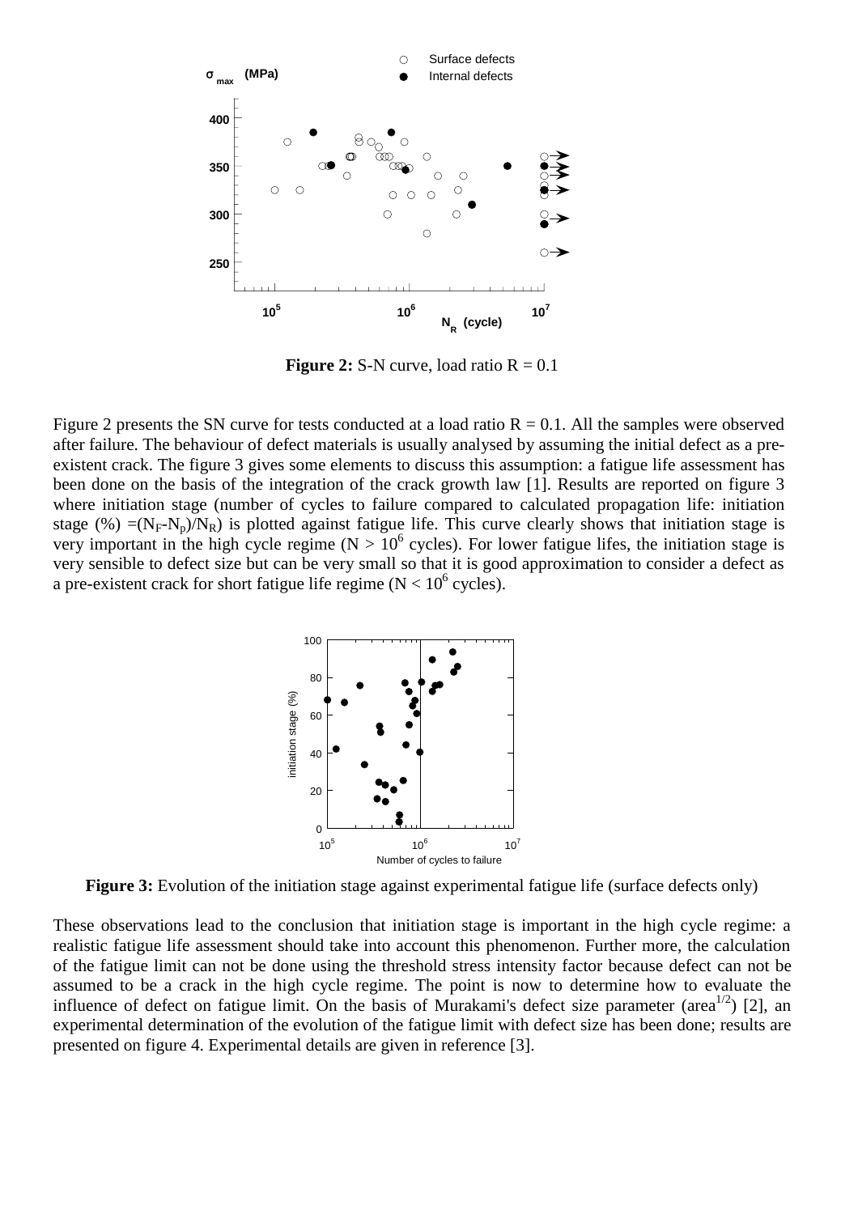**Figure 2:** S-N curve, load ratio R = 0.1

Figure 2 presents the SN curve for tests conducted at a load ratio R = 0.1. All the samples were observed after failure. The behaviour of defect materials is usually analysed by assuming the initial defect as a pre-existent crack. The figure 3 gives some elements to discuss this assumption: a fatigue life assessment has been done on the basis of the integration of the crack growth law [1]. Results are reported on figure 3 where initiation stage (number of cycles to failure compared to calculated propagation life: initiation stage (%) $=(N_F-N_p)/N_R$) is plotted against fatigue life. This curve clearly shows that initiation stage is very important in the high cycle regime ($N > 10^6$ cycles). For lower fatigue lifes, the initiation stage is very sensible to defect size but can be very small so that it is good approximation to consider a defect as a pre-existent crack for short fatigue life regime ($N < 10^6$ cycles).

**Figure 3:** Evolution of the initiation stage against experimental fatigue life (surface defects only)

These observations lead to the conclusion that initiation stage is important in the high cycle regime: a realistic fatigue life assessment should take into account this phenomenon. Further more, the calculation of the fatigue limit can not be done using the threshold stress intensity factor because defect can not be assumed to be a crack in the high cycle regime. The point is now to determine how to evaluate the influence of defect on fatigue limit. On the basis of Murakami's defect size parameter ($\text{area}^{1/2}$) [2], an experimental determination of the evolution of the fatigue limit with defect size has been done; results are presented on figure 4. Experimental details are given in reference [3].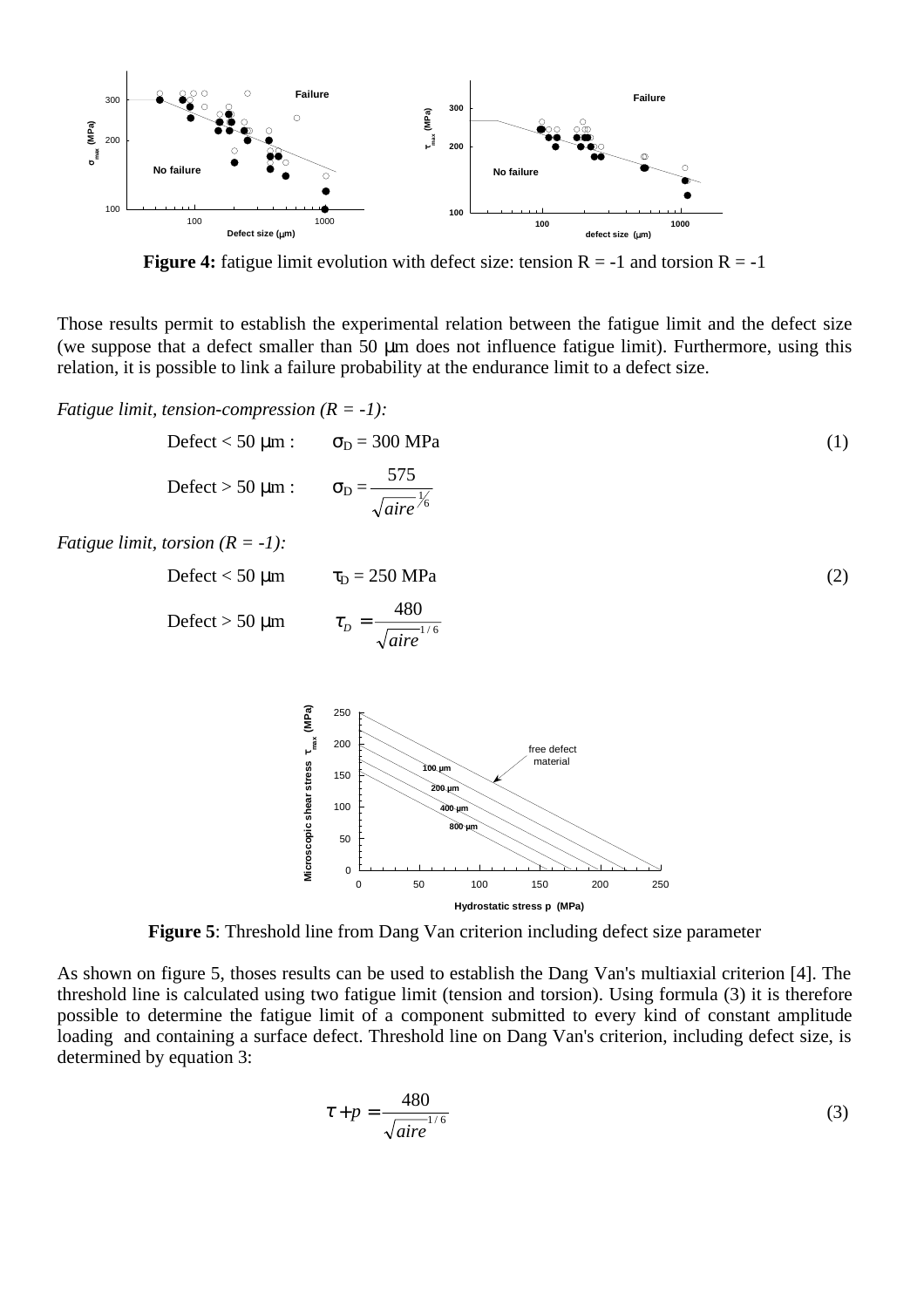**Figure 4:** fatigue limit evolution with defect size: tension R = -1 and torsion R = -1

Those results permit to establish the experimental relation between the fatigue limit and the defect size (we suppose that a defect smaller than 50 μm does not influence fatigue limit). Furthermore, using this relation, it is possible to link a failure probability at the endurance limit to a defect size.

*Fatigue limit, tension-compression (R = -1):*

Defect < 50 μm : $\sigma_D = 300$ MPa (1)

Defect > 50 μm : $$\sigma_D = \frac{575}{\sqrt{aire}^{1/6}}$$

*Fatigue limit, torsion (R = -1):*

Defect < 50 μm $\tau_D = 250$ MPa (2)

Defect > 50 μm $$\tau_D = \frac{480}{\sqrt{aire}^{1/6}}$$

**Figure 5**: Threshold line from Dang Van criterion including defect size parameter

As shown on figure 5, thoses results can be used to establish the Dang Van's multiaxial criterion [4]. The threshold line is calculated using two fatigue limit (tension and torsion). Using formula (3) it is therefore possible to determine the fatigue limit of a component submitted to every kind of constant amplitude loading and containing a surface defect. Threshold line on Dang Van's criterion, including defect size, is determined by equation 3:

$$\tau + p = \frac{480}{\sqrt{aire}^{1/6}} \quad (3)$$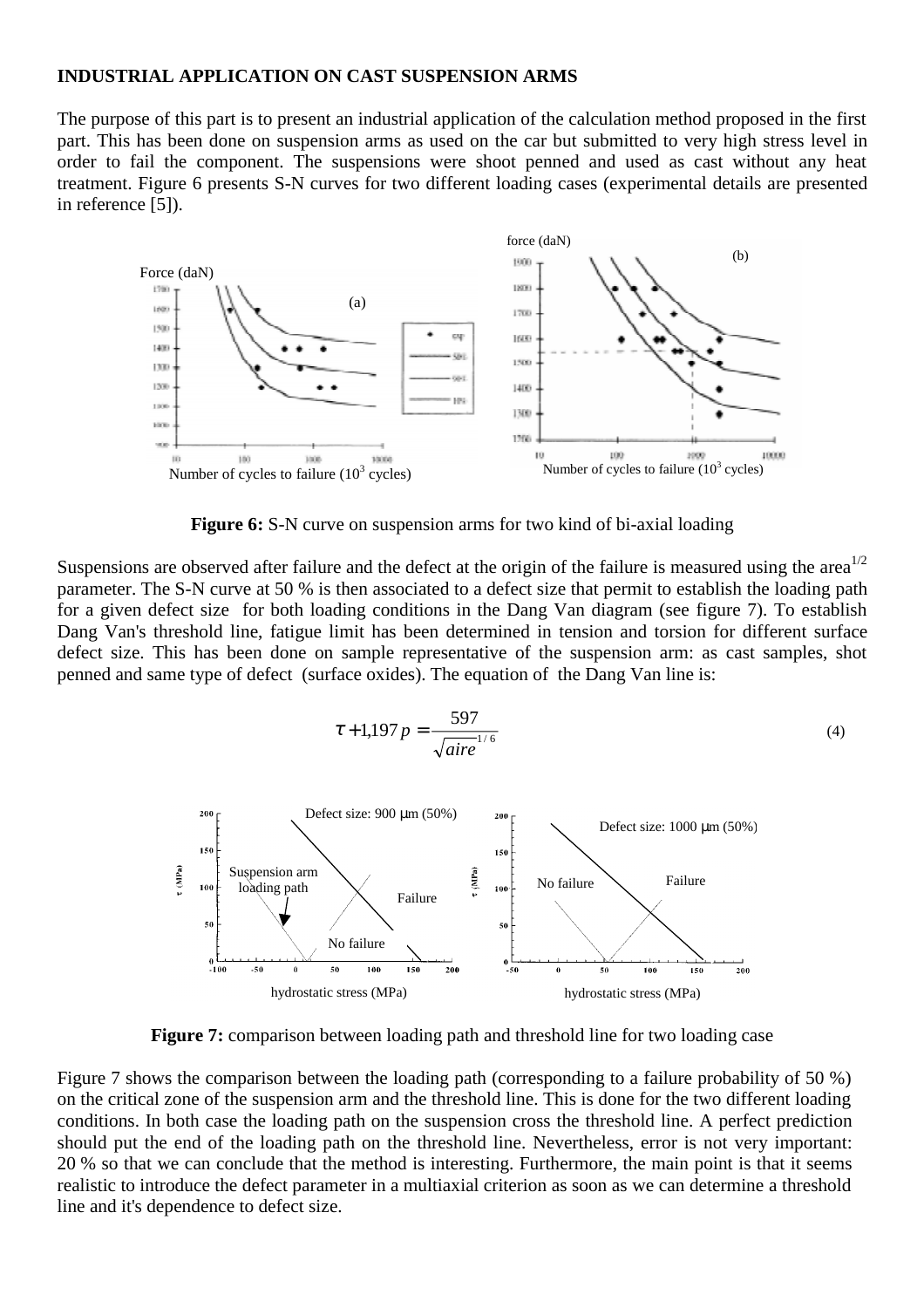**INDUSTRIAL APPLICATION ON CAST SUSPENSION ARMS**

The purpose of this part is to present an industrial application of the calculation method proposed in the first part. This has been done on suspension arms as used on the car but submitted to very high stress level in order to fail the component. The suspensions were shoot penned and used as cast without any heat treatment. Figure 6 presents S-N curves for two different loading cases (experimental details are presented in reference [5]).

**Figure 6:** S-N curve on suspension arms for two kind of bi-axial loading

Suspensions are observed after failure and the defect at the origin of the failure is measured using the area$^{1/2}$ parameter. The S-N curve at 50 % is then associated to a defect size that permit to establish the loading path for a given defect size for both loading conditions in the Dang Van diagram (see figure 7). To establish Dang Van's threshold line, fatigue limit has been determined in tension and torsion for different surface defect size. This has been done on sample representative of the suspension arm: as cast samples, shot penned and same type of defect (surface oxides). The equation of the Dang Van line is:

$$\tau + 1{,}197\,p = \frac{597}{\sqrt{aire}^{\,1/6}} \tag{4}$$

**Figure 7:** comparison between loading path and threshold line for two loading case

Figure 7 shows the comparison between the loading path (corresponding to a failure probability of 50 %) on the critical zone of the suspension arm and the threshold line. This is done for the two different loading conditions. In both case the loading path on the suspension cross the threshold line. A perfect prediction should put the end of the loading path on the threshold line. Nevertheless, error is not very important: 20 % so that we can conclude that the method is interesting. Furthermore, the main point is that it seems realistic to introduce the defect parameter in a multiaxial criterion as soon as we can determine a threshold line and it's dependence to defect size.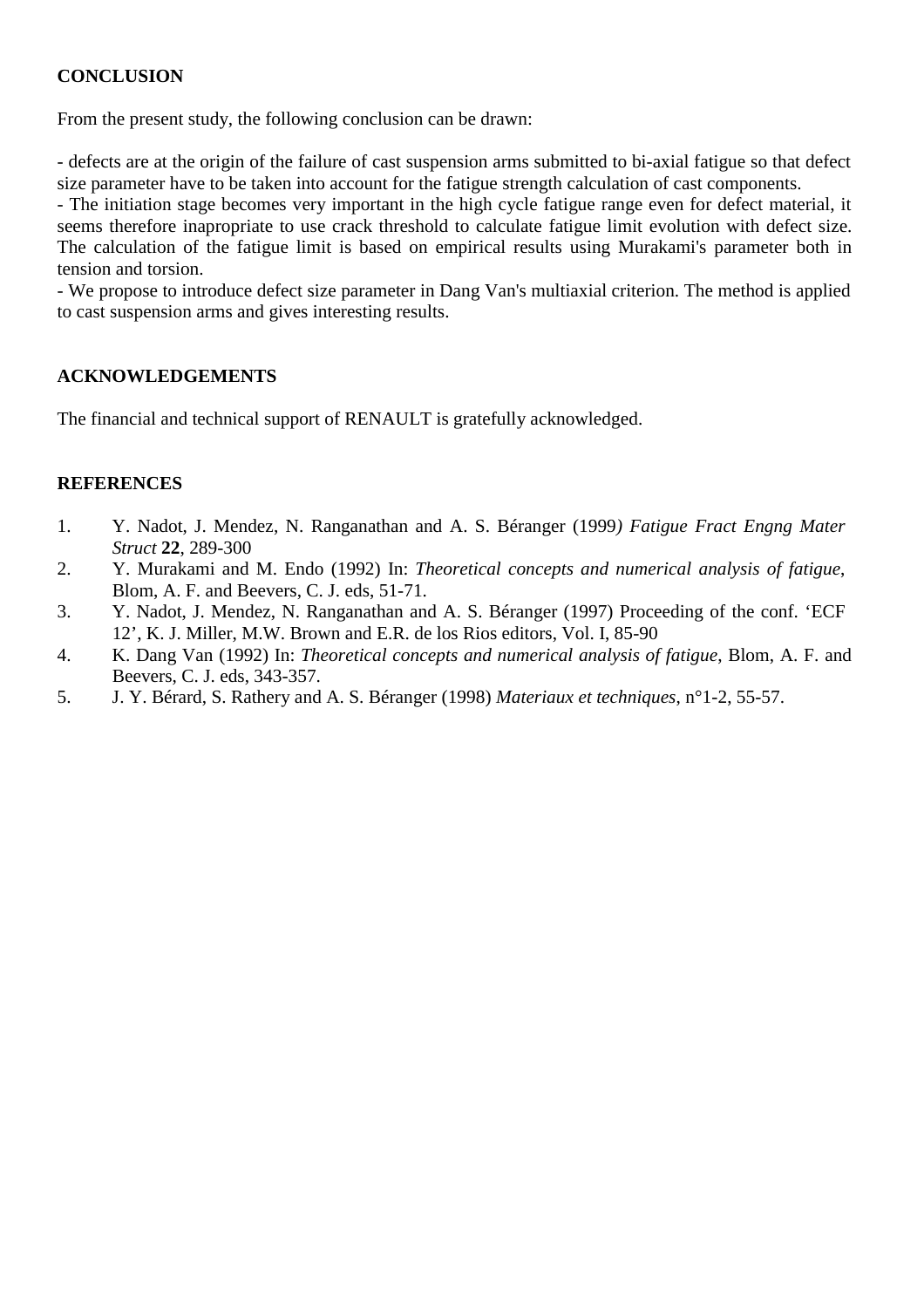## CONCLUSION

From the present study, the following conclusion can be drawn:

- defects are at the origin of the failure of cast suspension arms submitted to bi-axial fatigue so that defect size parameter have to be taken into account for the fatigue strength calculation of cast components.
- The initiation stage becomes very important in the high cycle fatigue range even for defect material, it seems therefore inapropriate to use crack threshold to calculate fatigue limit evolution with defect size. The calculation of the fatigue limit is based on empirical results using Murakami's parameter both in tension and torsion.
- We propose to introduce defect size parameter in Dang Van's multiaxial criterion. The method is applied to cast suspension arms and gives interesting results.

## ACKNOWLEDGEMENTS

The financial and technical support of RENAULT is gratefully acknowledged.

## REFERENCES

1. Y. Nadot, J. Mendez, N. Ranganathan and A. S. Béranger (1999*) Fatigue Fract Engng Mater Struct* **22**, 289-300
2. Y. Murakami and M. Endo (1992) In: *Theoretical concepts and numerical analysis of fatigue*, Blom, A. F. and Beevers, C. J. eds, 51-71.
3. Y. Nadot, J. Mendez, N. Ranganathan and A. S. Béranger (1997) Proceeding of the conf. 'ECF 12', K. J. Miller, M.W. Brown and E.R. de los Rios editors, Vol. I, 85-90
4. K. Dang Van (1992) In: *Theoretical concepts and numerical analysis of fatigue*, Blom, A. F. and Beevers, C. J. eds, 343-357.
5. J. Y. Bérard, S. Rathery and A. S. Béranger (1998) *Materiaux et techniques*, n°1-2, 55-57.